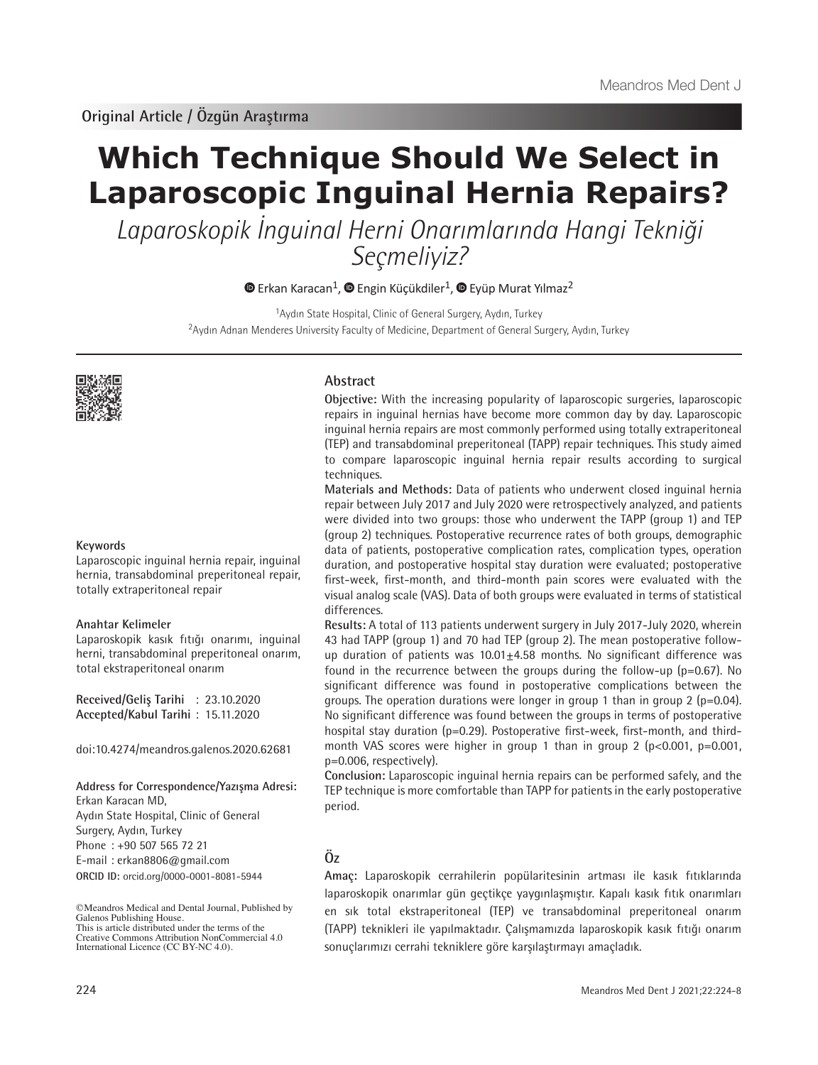Original Article / Özgün Araştırma

# Which Technique Should We Select in Laparoscopic Inguinal Hernia Repairs?

*Laparoskopik İnguinal Herni Onarımlarında Hangi Tekniği Seçmeliyiz?*

Erkan Karacan[1], Engin Küçükdiler[1], Eyüp Murat Yılmaz[2]

[1]Aydın State Hospital, Clinic of General Surgery, Aydın, Turkey
[2]Aydın Adnan Menderes University Faculty of Medicine, Department of General Surgery, Aydın, Turkey

## Abstract

**Objective:** With the increasing popularity of laparoscopic surgeries, laparoscopic repairs in inguinal hernias have become more common day by day. Laparoscopic inguinal hernia repairs are most commonly performed using totally extraperitoneal (TEP) and transabdominal preperitoneal (TAPP) repair techniques. This study aimed to compare laparoscopic inguinal hernia repair results according to surgical techniques.

**Materials and Methods:** Data of patients who underwent closed inguinal hernia repair between July 2017 and July 2020 were retrospectively analyzed, and patients were divided into two groups: those who underwent the TAPP (group 1) and TEP (group 2) techniques. Postoperative recurrence rates of both groups, demographic data of patients, postoperative complication rates, complication types, operation duration, and postoperative hospital stay duration were evaluated; postoperative first-week, first-month, and third-month pain scores were evaluated with the visual analog scale (VAS). Data of both groups were evaluated in terms of statistical differences.

**Results:** A total of 113 patients underwent surgery in July 2017-July 2020, wherein 43 had TAPP (group 1) and 70 had TEP (group 2). The mean postoperative follow-up duration of patients was 10.01±4.58 months. No significant difference was found in the recurrence between the groups during the follow-up (p=0.67). No significant difference was found in postoperative complications between the groups. The operation durations were longer in group 1 than in group 2 (p=0.04). No significant difference was found between the groups in terms of postoperative hospital stay duration (p=0.29). Postoperative first-week, first-month, and third-month VAS scores were higher in group 1 than in group 2 (p<0.001, p=0.001, p=0.006, respectively).

**Conclusion:** Laparoscopic inguinal hernia repairs can be performed safely, and the TEP technique is more comfortable than TAPP for patients in the early postoperative period.

### Keywords

Laparoscopic inguinal hernia repair, inguinal hernia, transabdominal preperitoneal repair, totally extraperitoneal repair

## Öz

**Amaç:** Laparoskopik cerrahilerin popülaritesinin artması ile kasık fıtıklarında laparoskopik onarımlar gün geçtikçe yaygınlaşmıştır. Kapalı kasık fıtık onarımları en sık total ekstraperitoneal (TEP) ve transabdominal preperitoneal onarım (TAPP) teknikleri ile yapılmaktadır. Çalışmamızda laparoskopik kasık fıtığı onarım sonuçlarımızı cerrahi tekniklere göre karşılaştırmayı amaçladık.

### Anahtar Kelimeler

Laparoskopik kasık fıtığı onarımı, inguinal herni, transabdominal preperitoneal onarım, total ekstraperitoneal onarım

**Received/Geliş Tarihi** : 23.10.2020
**Accepted/Kabul Tarihi** : 15.11.2020

doi:10.4274/meandros.galenos.2020.62681

**Address for Correspondence/Yazışma Adresi:**
Erkan Karacan MD,
Aydın State Hospital, Clinic of General Surgery, Aydın, Turkey
Phone : +90 507 565 72 21
E-mail : erkan8806@gmail.com
**ORCID ID:** orcid.org/0000-0001-8081-5944

©Meandros Medical and Dental Journal, Published by Galenos Publishing House.
This is article distributed under the terms of the Creative Commons Attribution NonCommercial 4.0 International Licence (CC BY-NC 4.0).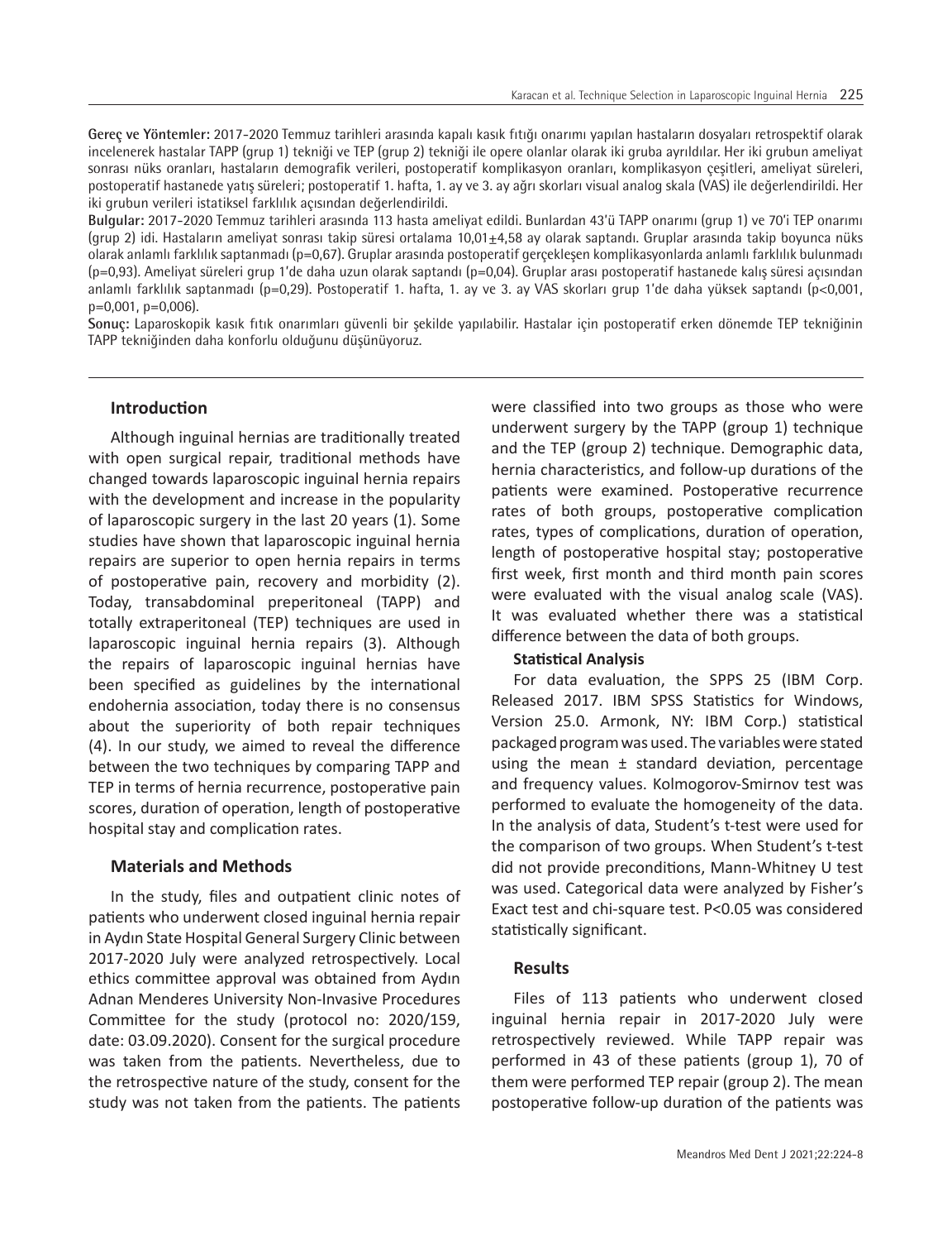**Gereç ve Yöntemler:** 2017-2020 Temmuz tarihleri arasında kapalı kasık fıtığı onarımı yapılan hastaların dosyaları retrospektif olarak incelenerek hastalar TAPP (grup 1) tekniği ve TEP (grup 2) tekniği ile opere olanlar olarak iki gruba ayrıldılar. Her iki grubun ameliyat sonrası nüks oranları, hastaların demografik verileri, postoperatif komplikasyon oranları, komplikasyon çeşitleri, ameliyat süreleri, postoperatif hastanede yatış süreleri; postoperatif 1. hafta, 1. ay ve 3. ay ağrı skorları visual analog skala (VAS) ile değerlendirildi. Her iki grubun verileri istatiksel farklılık açısından değerlendirildi.

**Bulgular:** 2017-2020 Temmuz tarihleri arasında 113 hasta ameliyat edildi. Bunlardan 43'ü TAPP onarımı (grup 1) ve 70'i TEP onarımı (grup 2) idi. Hastaların ameliyat sonrası takip süresi ortalama 10,01±4,58 ay olarak saptandı. Gruplar arasında takip boyunca nüks olarak anlamlı farklılık saptanmadı (p=0,67). Gruplar arasında postoperatif gerçekleşen komplikasyonlarda anlamlı farklılık bulunmadı (p=0,93). Ameliyat süreleri grup 1'de daha uzun olarak saptandı (p=0,04). Gruplar arası postoperatif hastanede kalış süresi açısından anlamlı farklılık saptanmadı (p=0,29). Postoperatif 1. hafta, 1. ay ve 3. ay VAS skorları grup 1'de daha yüksek saptandı (p<0,001, p=0,001, p=0,006).

**Sonuç:** Laparoskopik kasık fıtık onarımları güvenli bir şekilde yapılabilir. Hastalar için postoperatif erken dönemde TEP tekniğinin TAPP tekniğinden daha konforlu olduğunu düşünüyoruz.

## Introduction

Although inguinal hernias are traditionally treated with open surgical repair, traditional methods have changed towards laparoscopic inguinal hernia repairs with the development and increase in the popularity of laparoscopic surgery in the last 20 years (1). Some studies have shown that laparoscopic inguinal hernia repairs are superior to open hernia repairs in terms of postoperative pain, recovery and morbidity (2). Today, transabdominal preperitoneal (TAPP) and totally extraperitoneal (TEP) techniques are used in laparoscopic inguinal hernia repairs (3). Although the repairs of laparoscopic inguinal hernias have been specified as guidelines by the international endohernia association, today there is no consensus about the superiority of both repair techniques (4). In our study, we aimed to reveal the difference between the two techniques by comparing TAPP and TEP in terms of hernia recurrence, postoperative pain scores, duration of operation, length of postoperative hospital stay and complication rates.

## Materials and Methods

In the study, files and outpatient clinic notes of patients who underwent closed inguinal hernia repair in Aydın State Hospital General Surgery Clinic between 2017-2020 July were analyzed retrospectively. Local ethics committee approval was obtained from Aydın Adnan Menderes University Non-Invasive Procedures Committee for the study (protocol no: 2020/159, date: 03.09.2020). Consent for the surgical procedure was taken from the patients. Nevertheless, due to the retrospective nature of the study, consent for the study was not taken from the patients. The patients were classified into two groups as those who were underwent surgery by the TAPP (group 1) technique and the TEP (group 2) technique. Demographic data, hernia characteristics, and follow-up durations of the patients were examined. Postoperative recurrence rates of both groups, postoperative complication rates, types of complications, duration of operation, length of postoperative hospital stay; postoperative first week, first month and third month pain scores were evaluated with the visual analog scale (VAS). It was evaluated whether there was a statistical difference between the data of both groups.

### Statistical Analysis

For data evaluation, the SPPS 25 (IBM Corp. Released 2017. IBM SPSS Statistics for Windows, Version 25.0. Armonk, NY: IBM Corp.) statistical packaged program was used. The variables were stated using the mean ± standard deviation, percentage and frequency values. Kolmogorov-Smirnov test was performed to evaluate the homogeneity of the data. In the analysis of data, Student's t-test were used for the comparison of two groups. When Student's t-test did not provide preconditions, Mann-Whitney U test was used. Categorical data were analyzed by Fisher's Exact test and chi-square test. P<0.05 was considered statistically significant.

## Results

Files of 113 patients who underwent closed inguinal hernia repair in 2017-2020 July were retrospectively reviewed. While TAPP repair was performed in 43 of these patients (group 1), 70 of them were performed TEP repair (group 2). The mean postoperative follow-up duration of the patients was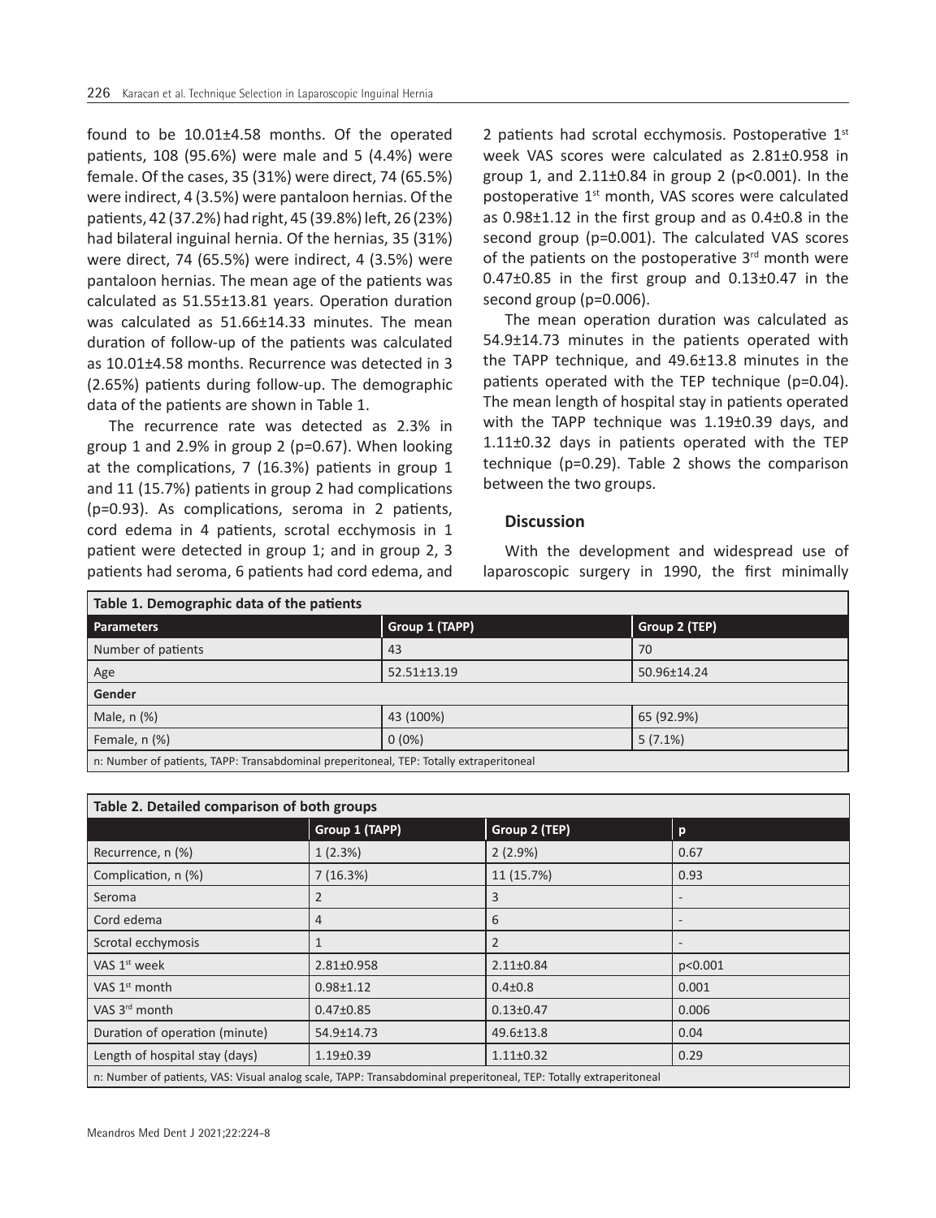found to be 10.01±4.58 months. Of the operated patients, 108 (95.6%) were male and 5 (4.4%) were female. Of the cases, 35 (31%) were direct, 74 (65.5%) were indirect, 4 (3.5%) were pantaloon hernias. Of the patients, 42 (37.2%) had right, 45 (39.8%) left, 26 (23%) had bilateral inguinal hernia. Of the hernias, 35 (31%) were direct, 74 (65.5%) were indirect, 4 (3.5%) were pantaloon hernias. The mean age of the patients was calculated as 51.55±13.81 years. Operation duration was calculated as 51.66±14.33 minutes. The mean duration of follow-up of the patients was calculated as 10.01±4.58 months. Recurrence was detected in 3 (2.65%) patients during follow-up. The demographic data of the patients are shown in Table 1.

The recurrence rate was detected as 2.3% in group 1 and 2.9% in group 2 (p=0.67). When looking at the complications, 7 (16.3%) patients in group 1 and 11 (15.7%) patients in group 2 had complications (p=0.93). As complications, seroma in 2 patients, cord edema in 4 patients, scrotal ecchymosis in 1 patient were detected in group 1; and in group 2, 3 patients had seroma, 6 patients had cord edema, and 2 patients had scrotal ecchymosis. Postoperative 1st week VAS scores were calculated as 2.81±0.958 in group 1, and 2.11±0.84 in group 2 (p<0.001). In the postoperative 1st month, VAS scores were calculated as 0.98±1.12 in the first group and as 0.4±0.8 in the second group (p=0.001). The calculated VAS scores of the patients on the postoperative 3rd month were 0.47±0.85 in the first group and 0.13±0.47 in the second group (p=0.006).

The mean operation duration was calculated as 54.9±14.73 minutes in the patients operated with the TAPP technique, and 49.6±13.8 minutes in the patients operated with the TEP technique (p=0.04). The mean length of hospital stay in patients operated with the TAPP technique was 1.19±0.39 days, and 1.11±0.32 days in patients operated with the TEP technique (p=0.29). Table 2 shows the comparison between the two groups.

## Discussion

With the development and widespread use of laparoscopic surgery in 1990, the first minimally

**Table 1. Demographic data of the patients**

| Parameters | Group 1 (TAPP) | Group 2 (TEP) |
|---|---|---|
| Number of patients | 43 | 70 |
| Age | 52.51±13.19 | 50.96±14.24 |
| **Gender** | | |
| Male, n (%) | 43 (100%) | 65 (92.9%) |
| Female, n (%) | 0 (0%) | 5 (7.1%) |

n: Number of patients, TAPP: Transabdominal preperitoneal, TEP: Totally extraperitoneal

**Table 2. Detailed comparison of both groups**

| | Group 1 (TAPP) | Group 2 (TEP) | p |
|---|---|---|---|
| Recurrence, n (%) | 1 (2.3%) | 2 (2.9%) | 0.67 |
| Complication, n (%) | 7 (16.3%) | 11 (15.7%) | 0.93 |
| Seroma | 2 | 3 | - |
| Cord edema | 4 | 6 | - |
| Scrotal ecchymosis | 1 | 2 | - |
| VAS 1st week | 2.81±0.958 | 2.11±0.84 | p<0.001 |
| VAS 1st month | 0.98±1.12 | 0.4±0.8 | 0.001 |
| VAS 3rd month | 0.47±0.85 | 0.13±0.47 | 0.006 |
| Duration of operation (minute) | 54.9±14.73 | 49.6±13.8 | 0.04 |
| Length of hospital stay (days) | 1.19±0.39 | 1.11±0.32 | 0.29 |

n: Number of patients, VAS: Visual analog scale, TAPP: Transabdominal preperitoneal, TEP: Totally extraperitoneal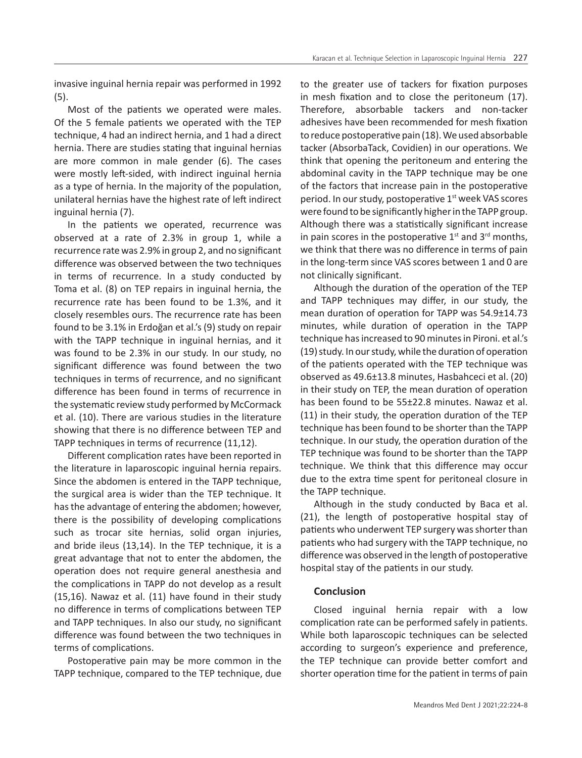invasive inguinal hernia repair was performed in 1992 (5).

Most of the patients we operated were males. Of the 5 female patients we operated with the TEP technique, 4 had an indirect hernia, and 1 had a direct hernia. There are studies stating that inguinal hernias are more common in male gender (6). The cases were mostly left-sided, with indirect inguinal hernia as a type of hernia. In the majority of the population, unilateral hernias have the highest rate of left indirect inguinal hernia (7).

In the patients we operated, recurrence was observed at a rate of 2.3% in group 1, while a recurrence rate was 2.9% in group 2, and no significant difference was observed between the two techniques in terms of recurrence. In a study conducted by Toma et al. (8) on TEP repairs in inguinal hernia, the recurrence rate has been found to be 1.3%, and it closely resembles ours. The recurrence rate has been found to be 3.1% in Erdoğan et al.'s (9) study on repair with the TAPP technique in inguinal hernias, and it was found to be 2.3% in our study. In our study, no significant difference was found between the two techniques in terms of recurrence, and no significant difference has been found in terms of recurrence in the systematic review study performed by McCormack et al. (10). There are various studies in the literature showing that there is no difference between TEP and TAPP techniques in terms of recurrence (11,12).

Different complication rates have been reported in the literature in laparoscopic inguinal hernia repairs. Since the abdomen is entered in the TAPP technique, the surgical area is wider than the TEP technique. It has the advantage of entering the abdomen; however, there is the possibility of developing complications such as trocar site hernias, solid organ injuries, and bride ileus (13,14). In the TEP technique, it is a great advantage that not to enter the abdomen, the operation does not require general anesthesia and the complications in TAPP do not develop as a result (15,16). Nawaz et al. (11) have found in their study no difference in terms of complications between TEP and TAPP techniques. In also our study, no significant difference was found between the two techniques in terms of complications.

Postoperative pain may be more common in the TAPP technique, compared to the TEP technique, due to the greater use of tackers for fixation purposes in mesh fixation and to close the peritoneum (17). Therefore, absorbable tackers and non-tacker adhesives have been recommended for mesh fixation to reduce postoperative pain (18). We used absorbable tacker (AbsorbaTack, Covidien) in our operations. We think that opening the peritoneum and entering the abdominal cavity in the TAPP technique may be one of the factors that increase pain in the postoperative period. In our study, postoperative 1st week VAS scores were found to be significantly higher in the TAPP group. Although there was a statistically significant increase in pain scores in the postoperative 1st and 3rd months, we think that there was no difference in terms of pain in the long-term since VAS scores between 1 and 0 are not clinically significant.

Although the duration of the operation of the TEP and TAPP techniques may differ, in our study, the mean duration of operation for TAPP was 54.9±14.73 minutes, while duration of operation in the TAPP technique has increased to 90 minutes in Pironi. et al.'s (19) study. In our study, while the duration of operation of the patients operated with the TEP technique was observed as 49.6±13.8 minutes, Hasbahceci et al. (20) in their study on TEP, the mean duration of operation has been found to be 55±22.8 minutes. Nawaz et al. (11) in their study, the operation duration of the TEP technique has been found to be shorter than the TAPP technique. In our study, the operation duration of the TEP technique was found to be shorter than the TAPP technique. We think that this difference may occur due to the extra time spent for peritoneal closure in the TAPP technique.

Although in the study conducted by Baca et al. (21), the length of postoperative hospital stay of patients who underwent TEP surgery was shorter than patients who had surgery with the TAPP technique, no difference was observed in the length of postoperative hospital stay of the patients in our study.

## Conclusion

Closed inguinal hernia repair with a low complication rate can be performed safely in patients. While both laparoscopic techniques can be selected according to surgeon's experience and preference, the TEP technique can provide better comfort and shorter operation time for the patient in terms of pain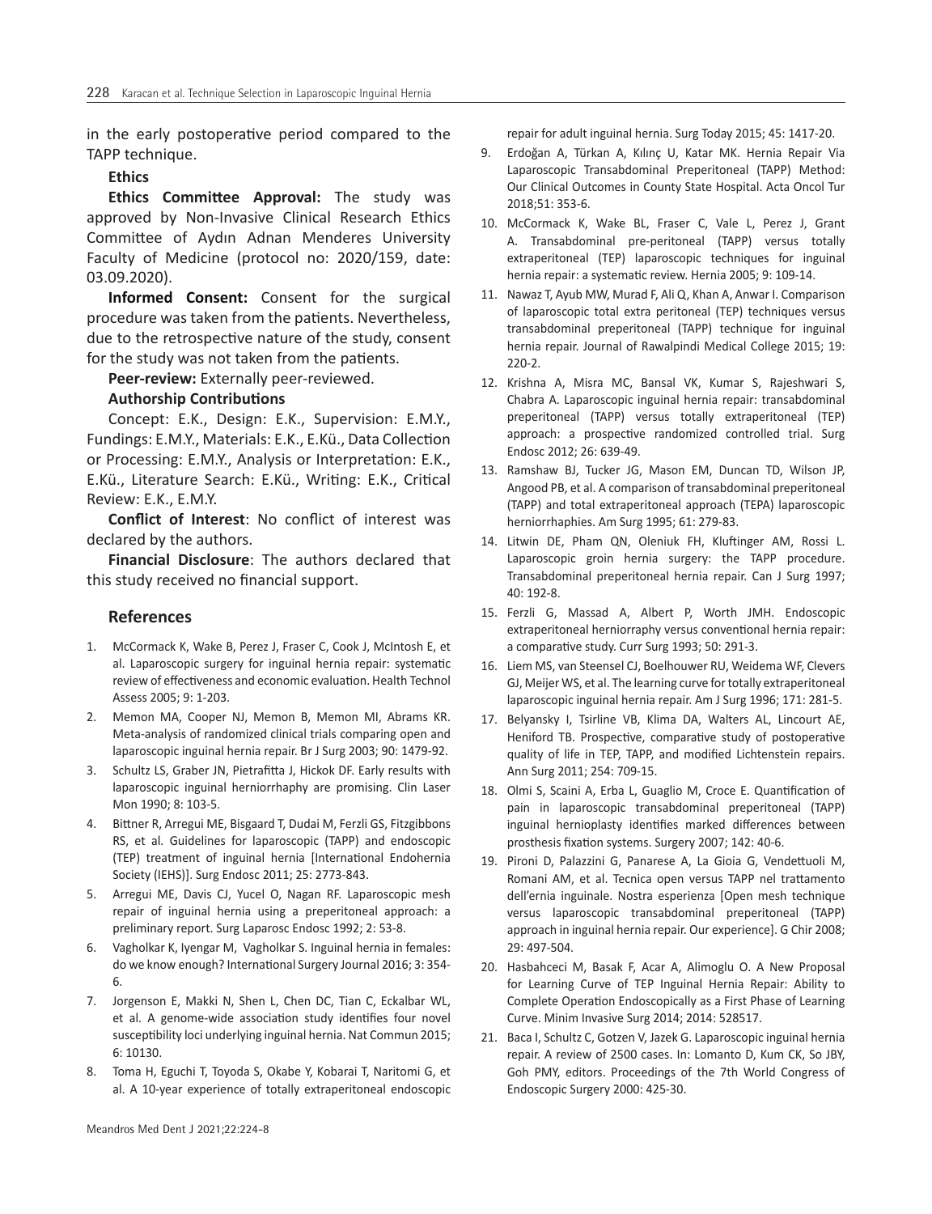in the early postoperative period compared to the TAPP technique.

**Ethics**

**Ethics Committee Approval:** The study was approved by Non-Invasive Clinical Research Ethics Committee of Aydın Adnan Menderes University Faculty of Medicine (protocol no: 2020/159, date: 03.09.2020).

**Informed Consent:** Consent for the surgical procedure was taken from the patients. Nevertheless, due to the retrospective nature of the study, consent for the study was not taken from the patients.

**Peer-review:** Externally peer-reviewed.

**Authorship Contributions**

Concept: E.K., Design: E.K., Supervision: E.M.Y., Fundings: E.M.Y., Materials: E.K., E.Kü., Data Collection or Processing: E.M.Y., Analysis or Interpretation: E.K., E.Kü., Literature Search: E.Kü., Writing: E.K., Critical Review: E.K., E.M.Y.

**Conflict of Interest**: No conflict of interest was declared by the authors.

**Financial Disclosure**: The authors declared that this study received no financial support.

## References

1. McCormack K, Wake B, Perez J, Fraser C, Cook J, McIntosh E, et al. Laparoscopic surgery for inguinal hernia repair: systematic review of effectiveness and economic evaluation. Health Technol Assess 2005; 9: 1-203.
2. Memon MA, Cooper NJ, Memon B, Memon MI, Abrams KR. Meta-analysis of randomized clinical trials comparing open and laparoscopic inguinal hernia repair. Br J Surg 2003; 90: 1479-92.
3. Schultz LS, Graber JN, Pietrafitta J, Hickok DF. Early results with laparoscopic inguinal herniorrhaphy are promising. Clin Laser Mon 1990; 8: 103-5.
4. Bittner R, Arregui ME, Bisgaard T, Dudai M, Ferzli GS, Fitzgibbons RS, et al. Guidelines for laparoscopic (TAPP) and endoscopic (TEP) treatment of inguinal hernia [International Endohernia Society (IEHS)]. Surg Endosc 2011; 25: 2773-843.
5. Arregui ME, Davis CJ, Yucel O, Nagan RF. Laparoscopic mesh repair of inguinal hernia using a preperitoneal approach: a preliminary report. Surg Laparosc Endosc 1992; 2: 53-8.
6. Vagholkar K, Iyengar M, Vagholkar S. Inguinal hernia in females: do we know enough? International Surgery Journal 2016; 3: 354-6.
7. Jorgenson E, Makki N, Shen L, Chen DC, Tian C, Eckalbar WL, et al. A genome-wide association study identifies four novel susceptibility loci underlying inguinal hernia. Nat Commun 2015; 6: 10130.
8. Toma H, Eguchi T, Toyoda S, Okabe Y, Kobarai T, Naritomi G, et al. A 10-year experience of totally extraperitoneal endoscopic repair for adult inguinal hernia. Surg Today 2015; 45: 1417-20.
9. Erdoğan A, Türkan A, Kılınç U, Katar MK. Hernia Repair Via Laparoscopic Transabdominal Preperitoneal (TAPP) Method: Our Clinical Outcomes in County State Hospital. Acta Oncol Tur 2018;51: 353-6.
10. McCormack K, Wake BL, Fraser C, Vale L, Perez J, Grant A. Transabdominal pre-peritoneal (TAPP) versus totally extraperitoneal (TEP) laparoscopic techniques for inguinal hernia repair: a systematic review. Hernia 2005; 9: 109-14.
11. Nawaz T, Ayub MW, Murad F, Ali Q, Khan A, Anwar I. Comparison of laparoscopic total extra peritoneal (TEP) techniques versus transabdominal preperitoneal (TAPP) technique for inguinal hernia repair. Journal of Rawalpindi Medical College 2015; 19: 220-2.
12. Krishna A, Misra MC, Bansal VK, Kumar S, Rajeshwari S, Chabra A. Laparoscopic inguinal hernia repair: transabdominal preperitoneal (TAPP) versus totally extraperitoneal (TEP) approach: a prospective randomized controlled trial. Surg Endosc 2012; 26: 639-49.
13. Ramshaw BJ, Tucker JG, Mason EM, Duncan TD, Wilson JP, Angood PB, et al. A comparison of transabdominal preperitoneal (TAPP) and total extraperitoneal approach (TEPA) laparoscopic herniorrhaphies. Am Surg 1995; 61: 279-83.
14. Litwin DE, Pham QN, Oleniuk FH, Kluftinger AM, Rossi L. Laparoscopic groin hernia surgery: the TAPP procedure. Transabdominal preperitoneal hernia repair. Can J Surg 1997; 40: 192-8.
15. Ferzli G, Massad A, Albert P, Worth JMH. Endoscopic extraperitoneal herniorraphy versus conventional hernia repair: a comparative study. Curr Surg 1993; 50: 291-3.
16. Liem MS, van Steensel CJ, Boelhouwer RU, Weidema WF, Clevers GJ, Meijer WS, et al. The learning curve for totally extraperitoneal laparoscopic inguinal hernia repair. Am J Surg 1996; 171: 281-5.
17. Belyansky I, Tsirline VB, Klima DA, Walters AL, Lincourt AE, Heniford TB. Prospective, comparative study of postoperative quality of life in TEP, TAPP, and modified Lichtenstein repairs. Ann Surg 2011; 254: 709-15.
18. Olmi S, Scaini A, Erba L, Guaglio M, Croce E. Quantification of pain in laparoscopic transabdominal preperitoneal (TAPP) inguinal hernioplasty identifies marked differences between prosthesis fixation systems. Surgery 2007; 142: 40-6.
19. Pironi D, Palazzini G, Panarese A, La Gioia G, Vendettuoli M, Romani AM, et al. Tecnica open versus TAPP nel trattamento dell'ernia inguinale. Nostra esperienza [Open mesh technique versus laparoscopic transabdominal preperitoneal (TAPP) approach in inguinal hernia repair. Our experience]. G Chir 2008; 29: 497-504.
20. Hasbahceci M, Basak F, Acar A, Alimoglu O. A New Proposal for Learning Curve of TEP Inguinal Hernia Repair: Ability to Complete Operation Endoscopically as a First Phase of Learning Curve. Minim Invasive Surg 2014; 2014: 528517.
21. Baca I, Schultz C, Gotzen V, Jazek G. Laparoscopic inguinal hernia repair. A review of 2500 cases. In: Lomanto D, Kum CK, So JBY, Goh PMY, editors. Proceedings of the 7th World Congress of Endoscopic Surgery 2000: 425-30.